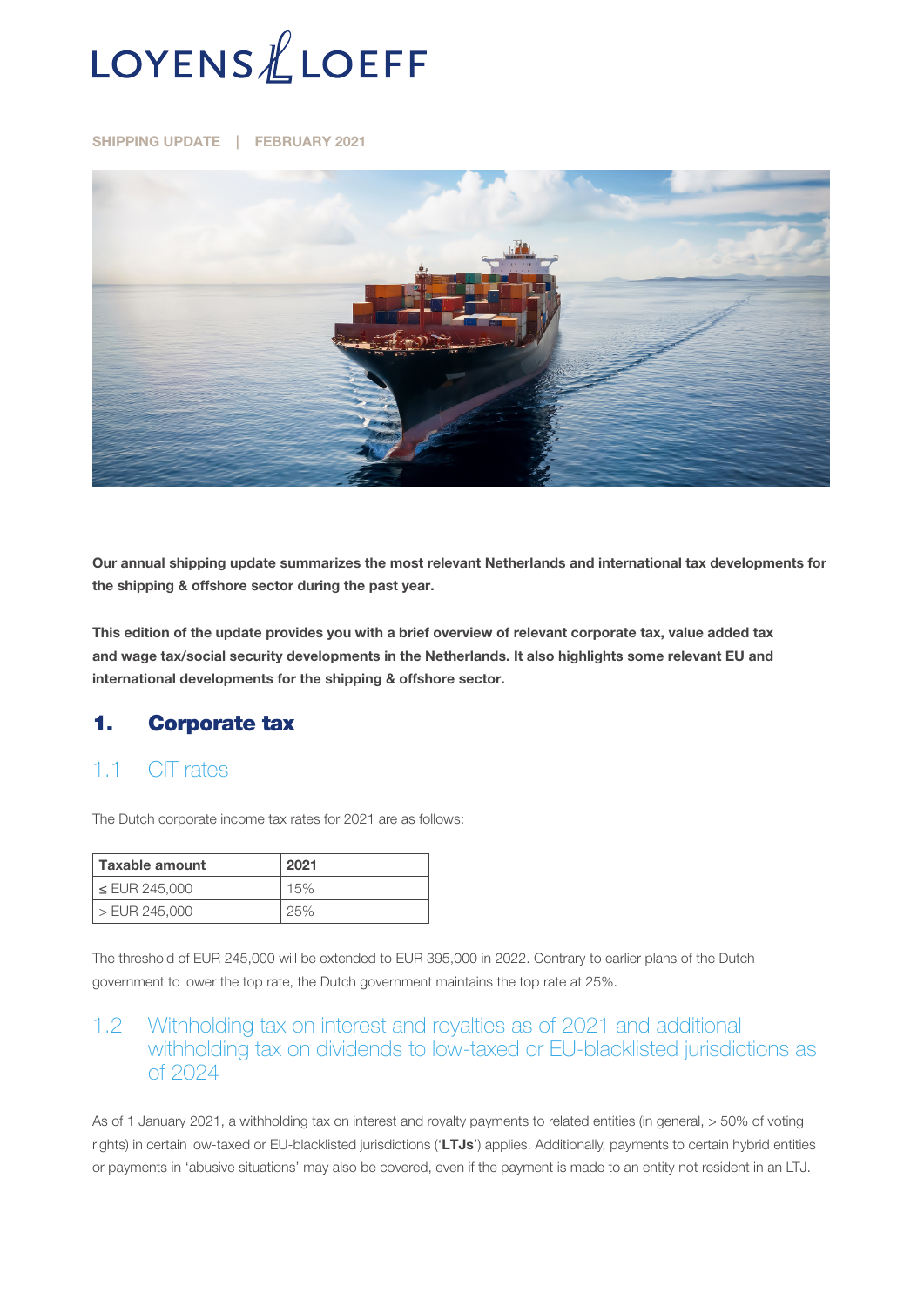LOYENS & LOEFF

SHIPPING UPDATE | FEBRUARY 2021

**Our annual shipping update summarizes the most relevant Netherlands and international tax developments for the shipping & offshore sector during the past year.**

**This edition of the update provides you with a brief overview of relevant corporate tax, value added tax and wage tax/social security developments in the Netherlands. It also highlights some relevant EU and international developments for the shipping & offshore sector.**

# 1. Corporate tax

## 1.1 CIT rates

The Dutch corporate income tax rates for 2021 are as follows:

| Taxable amount | 2021 |
|---|---|
| ≤ EUR 245,000 | 15% |
| > EUR 245,000 | 25% |

The threshold of EUR 245,000 will be extended to EUR 395,000 in 2022. Contrary to earlier plans of the Dutch government to lower the top rate, the Dutch government maintains the top rate at 25%.

## 1.2 Withholding tax on interest and royalties as of 2021 and additional withholding tax on dividends to low-taxed or EU-blacklisted jurisdictions as of 2024

As of 1 January 2021, a withholding tax on interest and royalty payments to related entities (in general, > 50% of voting rights) in certain low-taxed or EU-blacklisted jurisdictions ('**LTJs**') applies. Additionally, payments to certain hybrid entities or payments in 'abusive situations' may also be covered, even if the payment is made to an entity not resident in an LTJ.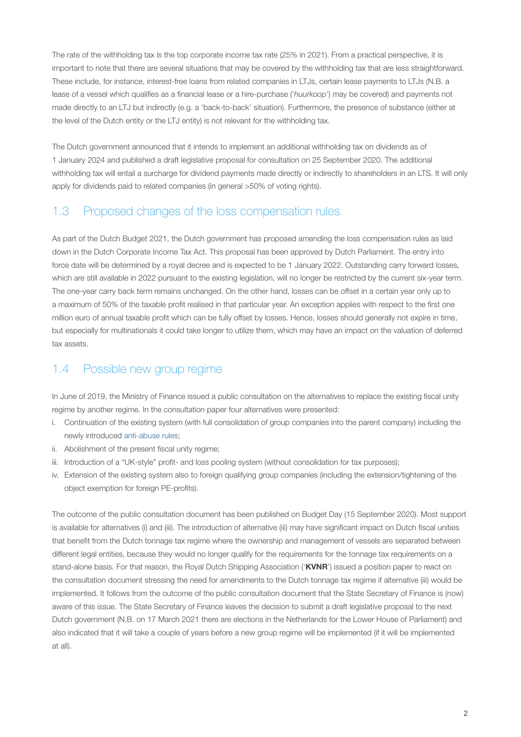The rate of the withholding tax is the top corporate income tax rate (25% in 2021). From a practical perspective, it is important to note that there are several situations that may be covered by the withholding tax that are less straightforward. These include, for instance, interest-free loans from related companies in LTJs, certain lease payments to LTJs (N.B. a lease of a vessel which qualifies as a financial lease or a hire-purchase ('*huurkoop*') may be covered) and payments not made directly to an LTJ but indirectly (e.g. a 'back-to-back' situation). Furthermore, the presence of substance (either at the level of the Dutch entity or the LTJ entity) is not relevant for the withholding tax.

The Dutch government announced that it intends to implement an additional withholding tax on dividends as of 1 January 2024 and published a draft legislative proposal for consultation on 25 September 2020. The additional withholding tax will entail a surcharge for dividend payments made directly or indirectly to shareholders in an LTS. It will only apply for dividends paid to related companies (in general >50% of voting rights).

## 1.3 Proposed changes of the loss compensation rules

As part of the Dutch Budget 2021, the Dutch government has proposed amending the loss compensation rules as laid down in the Dutch Corporate Income Tax Act. This proposal has been approved by Dutch Parliament. The entry into force date will be determined by a royal decree and is expected to be 1 January 2022. Outstanding carry forward losses, which are still available in 2022 pursuant to the existing legislation, will no longer be restricted by the current six-year term. The one-year carry back term remains unchanged. On the other hand, losses can be offset in a certain year only up to a maximum of 50% of the taxable profit realised in that particular year. An exception applies with respect to the first one million euro of annual taxable profit which can be fully offset by losses. Hence, losses should generally not expire in time, but especially for multinationals it could take longer to utilize them, which may have an impact on the valuation of deferred tax assets.

## 1.4 Possible new group regime

In June of 2019, the Ministry of Finance issued a public consultation on the alternatives to replace the existing fiscal unity regime by another regime. In the consultation paper four alternatives were presented:

i. Continuation of the existing system (with full consolidation of group companies into the parent company) including the newly introduced anti-abuse rules;
ii. Abolishment of the present fiscal unity regime;
iii. Introduction of a "UK-style" profit- and loss pooling system (without consolidation for tax purposes);
iv. Extension of the existing system also to foreign qualifying group companies (including the extension/tightening of the object exemption for foreign PE-profits).

The outcome of the public consultation document has been published on Budget Day (15 September 2020). Most support is available for alternatives (i) and (iii). The introduction of alternative (iii) may have significant impact on Dutch fiscal unities that benefit from the Dutch tonnage tax regime where the ownership and management of vessels are separated between different legal entities, because they would no longer qualify for the requirements for the tonnage tax requirements on a stand-alone basis. For that reason, the Royal Dutch Shipping Association ('**KVNR**') issued a position paper to react on the consultation document stressing the need for amendments to the Dutch tonnage tax regime if alternative (iii) would be implemented. It follows from the outcome of the public consultation document that the State Secretary of Finance is (now) aware of this issue. The State Secretary of Finance leaves the decision to submit a draft legislative proposal to the next Dutch government (N.B. on 17 March 2021 there are elections in the Netherlands for the Lower House of Parliament) and also indicated that it will take a couple of years before a new group regime will be implemented (if it will be implemented at all).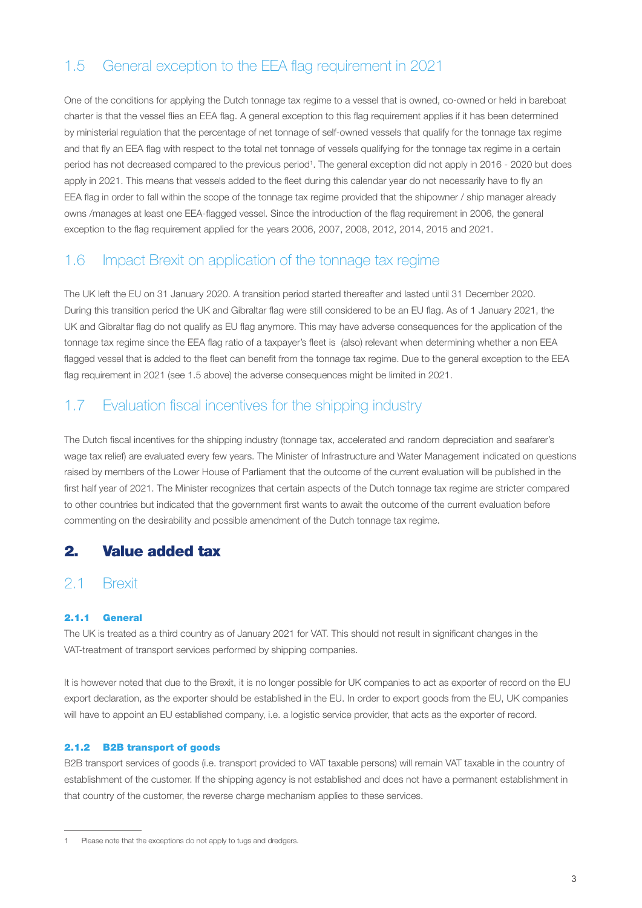## 1.5 General exception to the EEA flag requirement in 2021

One of the conditions for applying the Dutch tonnage tax regime to a vessel that is owned, co-owned or held in bareboat charter is that the vessel flies an EEA flag. A general exception to this flag requirement applies if it has been determined by ministerial regulation that the percentage of net tonnage of self-owned vessels that qualify for the tonnage tax regime and that fly an EEA flag with respect to the total net tonnage of vessels qualifying for the tonnage tax regime in a certain period has not decreased compared to the previous period[1]. The general exception did not apply in 2016 - 2020 but does apply in 2021. This means that vessels added to the fleet during this calendar year do not necessarily have to fly an EEA flag in order to fall within the scope of the tonnage tax regime provided that the shipowner / ship manager already owns /manages at least one EEA-flagged vessel. Since the introduction of the flag requirement in 2006, the general exception to the flag requirement applied for the years 2006, 2007, 2008, 2012, 2014, 2015 and 2021.

## 1.6 Impact Brexit on application of the tonnage tax regime

The UK left the EU on 31 January 2020. A transition period started thereafter and lasted until 31 December 2020. During this transition period the UK and Gibraltar flag were still considered to be an EU flag. As of 1 January 2021, the UK and Gibraltar flag do not qualify as EU flag anymore. This may have adverse consequences for the application of the tonnage tax regime since the EEA flag ratio of a taxpayer's fleet is (also) relevant when determining whether a non EEA flagged vessel that is added to the fleet can benefit from the tonnage tax regime. Due to the general exception to the EEA flag requirement in 2021 (see 1.5 above) the adverse consequences might be limited in 2021.

## 1.7 Evaluation fiscal incentives for the shipping industry

The Dutch fiscal incentives for the shipping industry (tonnage tax, accelerated and random depreciation and seafarer's wage tax relief) are evaluated every few years. The Minister of Infrastructure and Water Management indicated on questions raised by members of the Lower House of Parliament that the outcome of the current evaluation will be published in the first half year of 2021. The Minister recognizes that certain aspects of the Dutch tonnage tax regime are stricter compared to other countries but indicated that the government first wants to await the outcome of the current evaluation before commenting on the desirability and possible amendment of the Dutch tonnage tax regime.

# 2. Value added tax

## 2.1 Brexit

### 2.1.1 General

The UK is treated as a third country as of January 2021 for VAT. This should not result in significant changes in the VAT-treatment of transport services performed by shipping companies.

It is however noted that due to the Brexit, it is no longer possible for UK companies to act as exporter of record on the EU export declaration, as the exporter should be established in the EU. In order to export goods from the EU, UK companies will have to appoint an EU established company, i.e. a logistic service provider, that acts as the exporter of record.

### 2.1.2 B2B transport of goods

B2B transport services of goods (i.e. transport provided to VAT taxable persons) will remain VAT taxable in the country of establishment of the customer. If the shipping agency is not established and does not have a permanent establishment in that country of the customer, the reverse charge mechanism applies to these services.

---

[1] Please note that the exceptions do not apply to tugs and dredgers.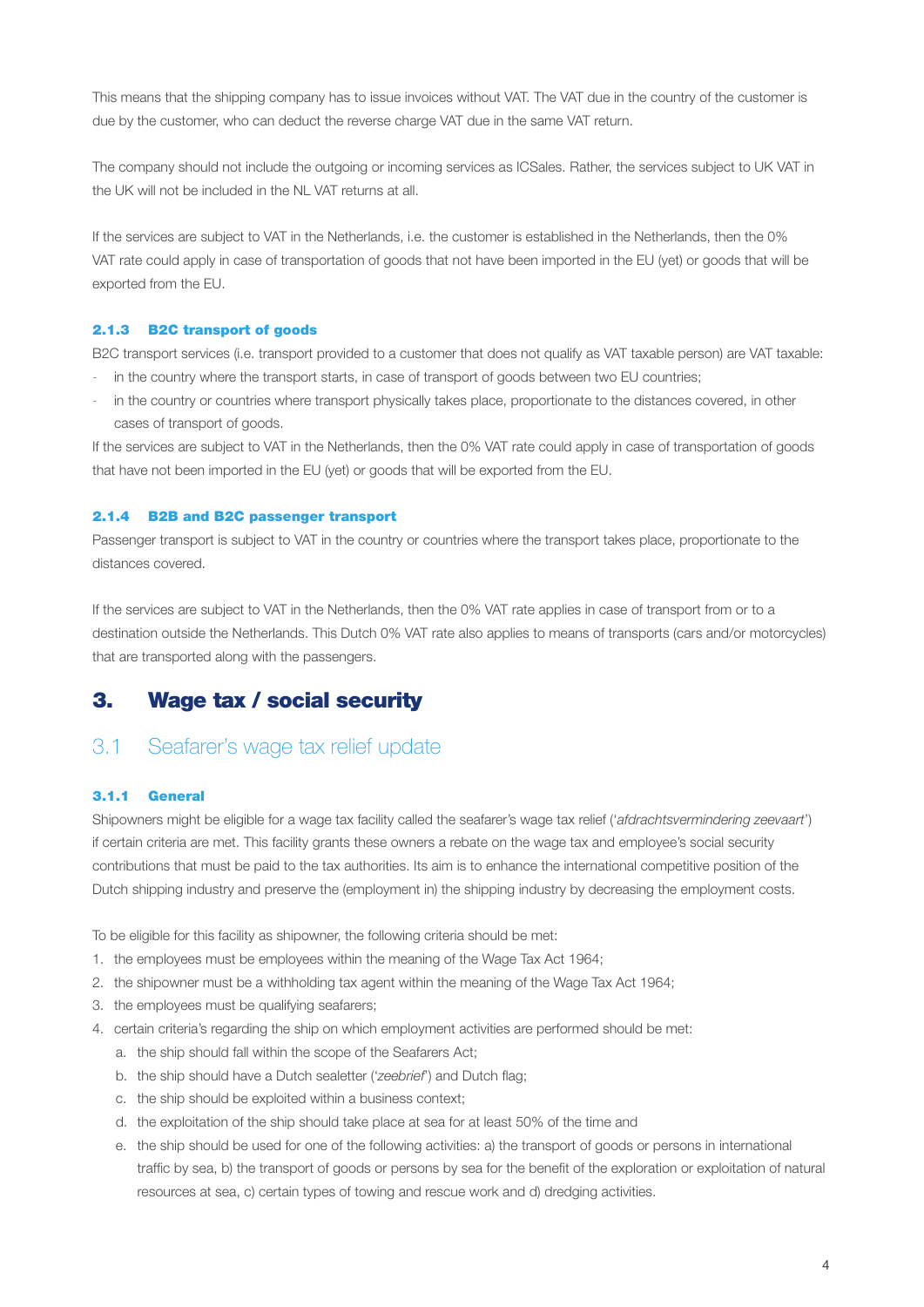This means that the shipping company has to issue invoices without VAT. The VAT due in the country of the customer is due by the customer, who can deduct the reverse charge VAT due in the same VAT return.

The company should not include the outgoing or incoming services as ICSales. Rather, the services subject to UK VAT in the UK will not be included in the NL VAT returns at all.

If the services are subject to VAT in the Netherlands, i.e. the customer is established in the Netherlands, then the 0% VAT rate could apply in case of transportation of goods that not have been imported in the EU (yet) or goods that will be exported from the EU.

#### 2.1.3 B2C transport of goods

B2C transport services (i.e. transport provided to a customer that does not qualify as VAT taxable person) are VAT taxable:

- in the country where the transport starts, in case of transport of goods between two EU countries;
- in the country or countries where transport physically takes place, proportionate to the distances covered, in other cases of transport of goods.

If the services are subject to VAT in the Netherlands, then the 0% VAT rate could apply in case of transportation of goods that have not been imported in the EU (yet) or goods that will be exported from the EU.

#### 2.1.4 B2B and B2C passenger transport

Passenger transport is subject to VAT in the country or countries where the transport takes place, proportionate to the distances covered.

If the services are subject to VAT in the Netherlands, then the 0% VAT rate applies in case of transport from or to a destination outside the Netherlands. This Dutch 0% VAT rate also applies to means of transports (cars and/or motorcycles) that are transported along with the passengers.

# 3. Wage tax / social security

## 3.1 Seafarer's wage tax relief update

#### 3.1.1 General

Shipowners might be eligible for a wage tax facility called the seafarer's wage tax relief ('*afdrachtsvermindering zeevaart*') if certain criteria are met. This facility grants these owners a rebate on the wage tax and employee's social security contributions that must be paid to the tax authorities. Its aim is to enhance the international competitive position of the Dutch shipping industry and preserve the (employment in) the shipping industry by decreasing the employment costs.

To be eligible for this facility as shipowner, the following criteria should be met:

1. the employees must be employees within the meaning of the Wage Tax Act 1964;
2. the shipowner must be a withholding tax agent within the meaning of the Wage Tax Act 1964;
3. the employees must be qualifying seafarers;
4. certain criteria's regarding the ship on which employment activities are performed should be met:
   a. the ship should fall within the scope of the Seafarers Act;
   b. the ship should have a Dutch sealetter ('*zeebrief*') and Dutch flag;
   c. the ship should be exploited within a business context;
   d. the exploitation of the ship should take place at sea for at least 50% of the time and
   e. the ship should be used for one of the following activities: a) the transport of goods or persons in international traffic by sea, b) the transport of goods or persons by sea for the benefit of the exploration or exploitation of natural resources at sea, c) certain types of towing and rescue work and d) dredging activities.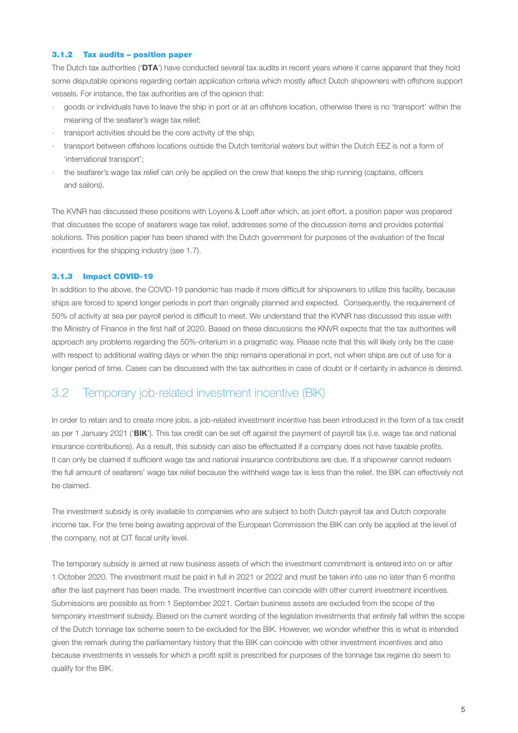### 3.1.2 Tax audits – position paper

The Dutch tax authorities ('**DTA**') have conducted several tax audits in recent years where it came apparent that they hold some disputable opinions regarding certain application criteria which mostly affect Dutch shipowners with offshore support vessels. For instance, the tax authorities are of the opinion that:

- goods or individuals have to leave the ship in port or at an offshore location, otherwise there is no 'transport' within the meaning of the seafarer's wage tax relief;
- transport activities should be the core activity of the ship;
- transport between offshore locations outside the Dutch territorial waters but within the Dutch EEZ is not a form of 'international transport';
- the seafarer's wage tax relief can only be applied on the crew that keeps the ship running (captains, officers and sailors).

The KVNR has discussed these positions with Loyens & Loeff after which, as joint effort, a position paper was prepared that discusses the scope of seafarers wage tax relief, addresses some of the discussion items and provides potential solutions. This position paper has been shared with the Dutch government for purposes of the evaluation of the fiscal incentives for the shipping industry (see 1.7).

### 3.1.3 Impact COVID-19

In addition to the above, the COVID-19 pandemic has made it more difficult for shipowners to utilize this facility, because ships are forced to spend longer periods in port than originally planned and expected. Consequently, the requirement of 50% of activity at sea per payroll period is difficult to meet. We understand that the KVNR has discussed this issue with the Ministry of Finance in the first half of 2020. Based on these discussions the KNVR expects that the tax authorities will approach any problems regarding the 50%-criterium in a pragmatic way. Please note that this will likely only be the case with respect to additional waiting days or when the ship remains operational in port, not when ships are out of use for a longer period of time. Cases can be discussed with the tax authorities in case of doubt or if certainty in advance is desired.

## 3.2 Temporary job-related investment incentive (BIK)

In order to retain and to create more jobs, a job-related investment incentive has been introduced in the form of a tax credit as per 1 January 2021 ('**BIK**'). This tax credit can be set off against the payment of payroll tax (i.e. wage tax and national insurance contributions). As a result, this subsidy can also be effectuated if a company does not have taxable profits. It can only be claimed if sufficient wage tax and national insurance contributions are due. If a shipowner cannot redeem the full amount of seafarers' wage tax relief because the withheld wage tax is less than the relief, the BIK can effectively not be claimed.

The investment subsidy is only available to companies who are subject to both Dutch payroll tax and Dutch corporate income tax. For the time being awaiting approval of the European Commission the BIK can only be applied at the level of the company, not at CIT fiscal unity level.

The temporary subsidy is aimed at new business assets of which the investment commitment is entered into on or after 1 October 2020. The investment must be paid in full in 2021 or 2022 and must be taken into use no later than 6 months after the last payment has been made. The investment incentive can coincide with other current investment incentives. Submissions are possible as from 1 September 2021. Certain business assets are excluded from the scope of the temporary investment subsidy. Based on the current wording of the legislation investments that entirely fall within the scope of the Dutch tonnage tax scheme seem to be excluded for the BIK. However, we wonder whether this is what is intended given the remark during the parliamentary history that the BIK can coincide with other investment incentives and also because investments in vessels for which a profit split is prescribed for purposes of the tonnage tax regime do seem to qualify for the BIK.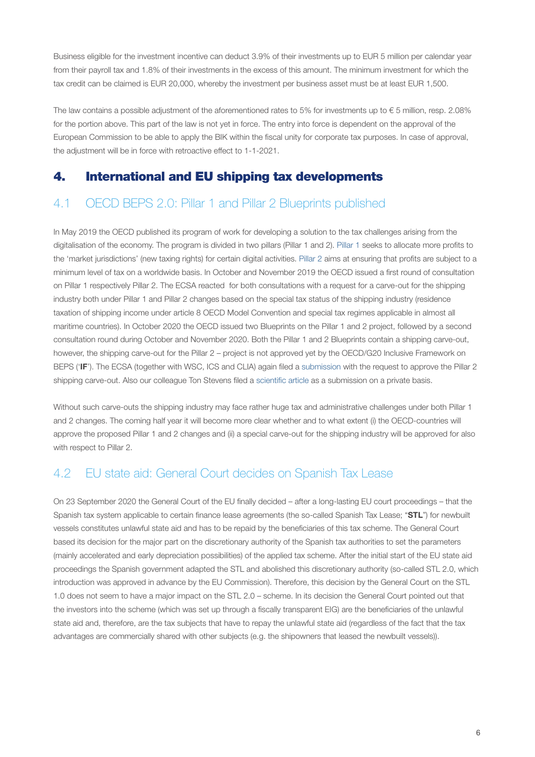Business eligible for the investment incentive can deduct 3.9% of their investments up to EUR 5 million per calendar year from their payroll tax and 1.8% of their investments in the excess of this amount. The minimum investment for which the tax credit can be claimed is EUR 20,000, whereby the investment per business asset must be at least EUR 1,500.

The law contains a possible adjustment of the aforementioned rates to 5% for investments up to € 5 million, resp. 2.08% for the portion above. This part of the law is not yet in force. The entry into force is dependent on the approval of the European Commission to be able to apply the BIK within the fiscal unity for corporate tax purposes. In case of approval, the adjustment will be in force with retroactive effect to 1-1-2021.

# 4. International and EU shipping tax developments

## 4.1 OECD BEPS 2.0: Pillar 1 and Pillar 2 Blueprints published

In May 2019 the OECD published its program of work for developing a solution to the tax challenges arising from the digitalisation of the economy. The program is divided in two pillars (Pillar 1 and 2). Pillar 1 seeks to allocate more profits to the 'market jurisdictions' (new taxing rights) for certain digital activities. Pillar 2 aims at ensuring that profits are subject to a minimum level of tax on a worldwide basis. In October and November 2019 the OECD issued a first round of consultation on Pillar 1 respectively Pillar 2. The ECSA reacted for both consultations with a request for a carve-out for the shipping industry both under Pillar 1 and Pillar 2 changes based on the special tax status of the shipping industry (residence taxation of shipping income under article 8 OECD Model Convention and special tax regimes applicable in almost all maritime countries). In October 2020 the OECD issued two Blueprints on the Pillar 1 and 2 project, followed by a second consultation round during October and November 2020. Both the Pillar 1 and 2 Blueprints contain a shipping carve-out, however, the shipping carve-out for the Pillar 2 – project is not approved yet by the OECD/G20 Inclusive Framework on BEPS ('**IF**'). The ECSA (together with WSC, ICS and CLIA) again filed a submission with the request to approve the Pillar 2 shipping carve-out. Also our colleague Ton Stevens filed a scientific article as a submission on a private basis.

Without such carve-outs the shipping industry may face rather huge tax and administrative challenges under both Pillar 1 and 2 changes. The coming half year it will become more clear whether and to what extent (i) the OECD-countries will approve the proposed Pillar 1 and 2 changes and (ii) a special carve-out for the shipping industry will be approved for also with respect to Pillar 2.

## 4.2 EU state aid: General Court decides on Spanish Tax Lease

On 23 September 2020 the General Court of the EU finally decided – after a long-lasting EU court proceedings – that the Spanish tax system applicable to certain finance lease agreements (the so-called Spanish Tax Lease; "**STL**") for newbuilt vessels constitutes unlawful state aid and has to be repaid by the beneficiaries of this tax scheme. The General Court based its decision for the major part on the discretionary authority of the Spanish tax authorities to set the parameters (mainly accelerated and early depreciation possibilities) of the applied tax scheme. After the initial start of the EU state aid proceedings the Spanish government adapted the STL and abolished this discretionary authority (so-called STL 2.0, which introduction was approved in advance by the EU Commission). Therefore, this decision by the General Court on the STL 1.0 does not seem to have a major impact on the STL 2.0 – scheme. In its decision the General Court pointed out that the investors into the scheme (which was set up through a fiscally transparent EIG) are the beneficiaries of the unlawful state aid and, therefore, are the tax subjects that have to repay the unlawful state aid (regardless of the fact that the tax advantages are commercially shared with other subjects (e.g. the shipowners that leased the newbuilt vessels)).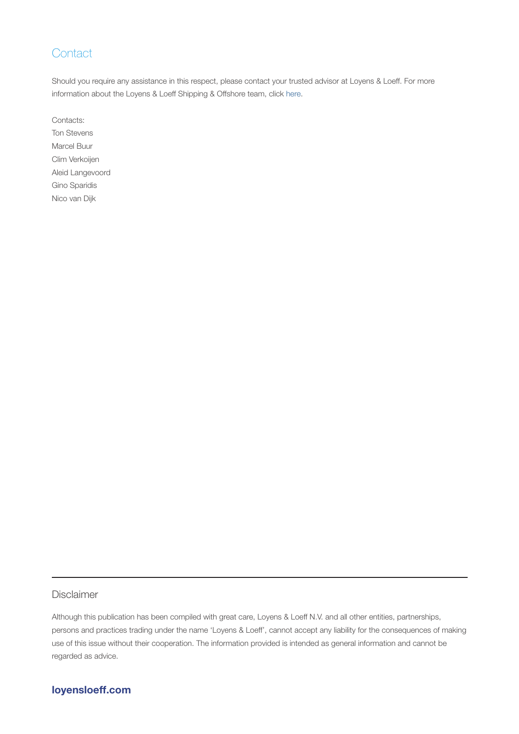## Contact

Should you require any assistance in this respect, please contact your trusted advisor at Loyens & Loeff. For more information about the Loyens & Loeff Shipping & Offshore team, click here.

Contacts:
Ton Stevens
Marcel Buur
Clim Verkoijen
Aleid Langevoord
Gino Sparidis
Nico van Dijk

---

### Disclaimer

Although this publication has been compiled with great care, Loyens & Loeff N.V. and all other entities, partnerships, persons and practices trading under the name 'Loyens & Loeff', cannot accept any liability for the consequences of making use of this issue without their cooperation. The information provided is intended as general information and cannot be regarded as advice.

**loyensloeff.com**